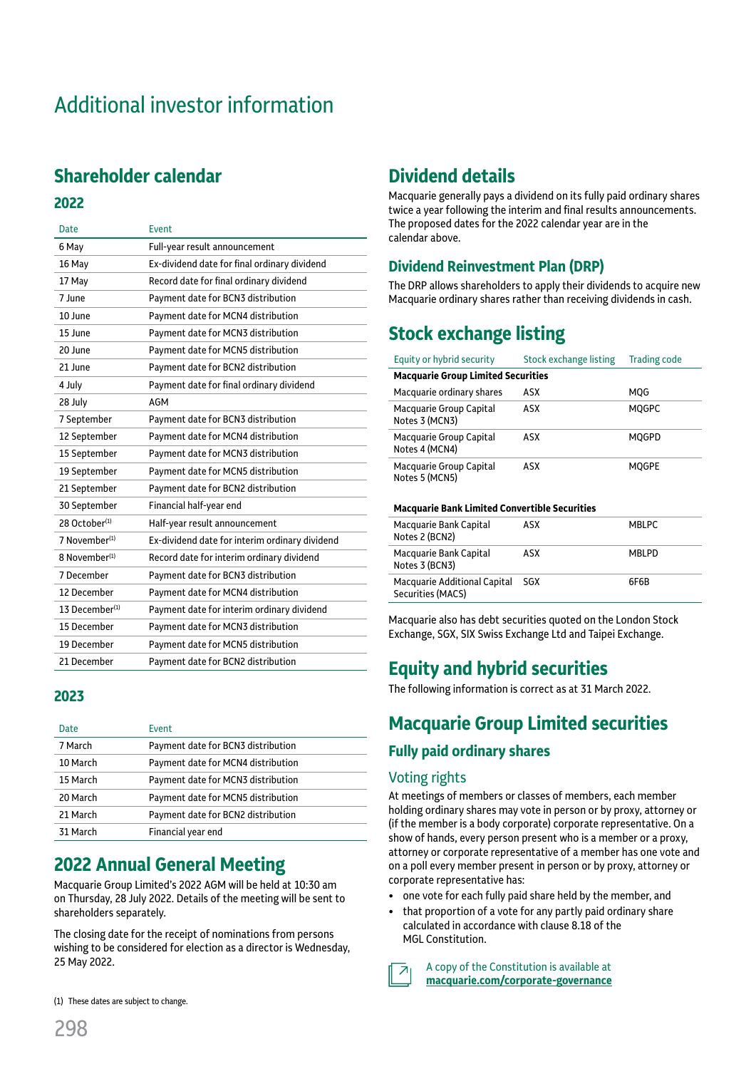# Additional investor information

## Shareholder calendar

### 2022

| Date | Event |
|---|---|
| 6 May | Full-year result announcement |
| 16 May | Ex-dividend date for final ordinary dividend |
| 17 May | Record date for final ordinary dividend |
| 7 June | Payment date for BCN3 distribution |
| 10 June | Payment date for MCN4 distribution |
| 15 June | Payment date for MCN3 distribution |
| 20 June | Payment date for MCN5 distribution |
| 21 June | Payment date for BCN2 distribution |
| 4 July | Payment date for final ordinary dividend |
| 28 July | AGM |
| 7 September | Payment date for BCN3 distribution |
| 12 September | Payment date for MCN4 distribution |
| 15 September | Payment date for MCN3 distribution |
| 19 September | Payment date for MCN5 distribution |
| 21 September | Payment date for BCN2 distribution |
| 30 September | Financial half-year end |
| 28 October[1] | Half-year result announcement |
| 7 November[1] | Ex-dividend date for interim ordinary dividend |
| 8 November[1] | Record date for interim ordinary dividend |
| 7 December | Payment date for BCN3 distribution |
| 12 December | Payment date for MCN4 distribution |
| 13 December[1] | Payment date for interim ordinary dividend |
| 15 December | Payment date for MCN3 distribution |
| 19 December | Payment date for MCN5 distribution |
| 21 December | Payment date for BCN2 distribution |

### 2023

| Date | Event |
|---|---|
| 7 March | Payment date for BCN3 distribution |
| 10 March | Payment date for MCN4 distribution |
| 15 March | Payment date for MCN3 distribution |
| 20 March | Payment date for MCN5 distribution |
| 21 March | Payment date for BCN2 distribution |
| 31 March | Financial year end |

## 2022 Annual General Meeting

Macquarie Group Limited's 2022 AGM will be held at 10:30 am on Thursday, 28 July 2022. Details of the meeting will be sent to shareholders separately.

The closing date for the receipt of nominations from persons wishing to be considered for election as a director is Wednesday, 25 May 2022.

(1) These dates are subject to change.

## Dividend details

Macquarie generally pays a dividend on its fully paid ordinary shares twice a year following the interim and final results announcements. The proposed dates for the 2022 calendar year are in the calendar above.

### Dividend Reinvestment Plan (DRP)

The DRP allows shareholders to apply their dividends to acquire new Macquarie ordinary shares rather than receiving dividends in cash.

## Stock exchange listing

| Equity or hybrid security | Stock exchange listing | Trading code |
|---|---|---|
| **Macquarie Group Limited Securities** | | |
| Macquarie ordinary shares | ASX | MQG |
| Macquarie Group Capital Notes 3 (MCN3) | ASX | MQGPC |
| Macquarie Group Capital Notes 4 (MCN4) | ASX | MQGPD |
| Macquarie Group Capital Notes 5 (MCN5) | ASX | MQGPE |
| **Macquarie Bank Limited Convertible Securities** | | |
| Macquarie Bank Capital Notes 2 (BCN2) | ASX | MBLPC |
| Macquarie Bank Capital Notes 3 (BCN3) | ASX | MBLPD |
| Macquarie Additional Capital Securities (MACS) | SGX | 6F6B |

Macquarie also has debt securities quoted on the London Stock Exchange, SGX, SIX Swiss Exchange Ltd and Taipei Exchange.

## Equity and hybrid securities

The following information is correct as at 31 March 2022.

## Macquarie Group Limited securities

### Fully paid ordinary shares

#### Voting rights

At meetings of members or classes of members, each member holding ordinary shares may vote in person or by proxy, attorney or (if the member is a body corporate) corporate representative. On a show of hands, every person present who is a member or a proxy, attorney or corporate representative of a member has one vote and on a poll every member present in person or by proxy, attorney or corporate representative has:

- one vote for each fully paid share held by the member, and
- that proportion of a vote for any partly paid ordinary share calculated in accordance with clause 8.18 of the MGL Constitution.

A copy of the Constitution is available at **macquarie.com/corporate-governance**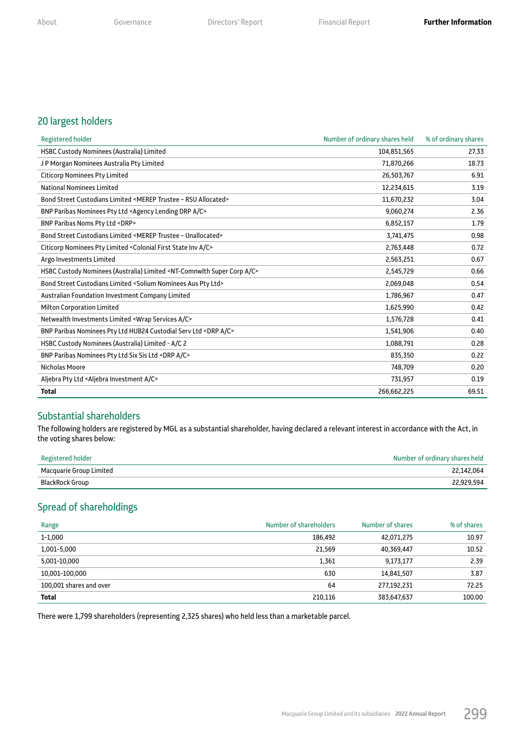## 20 largest holders

| Registered holder | Number of ordinary shares held | % of ordinary shares |
|---|---|---|
| HSBC Custody Nominees (Australia) Limited | 104,851,565 | 27.33 |
| J P Morgan Nominees Australia Pty Limited | 71,870,266 | 18.73 |
| Citicorp Nominees Pty Limited | 26,503,767 | 6.91 |
| National Nominees Limited | 12,234,615 | 3.19 |
| Bond Street Custodians Limited <MEREP Trustee – RSU Allocated> | 11,670,232 | 3.04 |
| BNP Paribas Nominees Pty Ltd <Agency Lending DRP A/C> | 9,060,274 | 2.36 |
| BNP Paribas Noms Pty Ltd <DRP> | 6,852,157 | 1.79 |
| Bond Street Custodians Limited <MEREP Trustee – Unallocated> | 3,741,475 | 0.98 |
| Citicorp Nominees Pty Limited <Colonial First State Inv A/C> | 2,763,448 | 0.72 |
| Argo Investments Limited | 2,563,251 | 0.67 |
| HSBC Custody Nominees (Australia) Limited <NT-Comnwlth Super Corp A/C> | 2,545,729 | 0.66 |
| Bond Street Custodians Limited <Solium Nominees Aus Pty Ltd> | 2,069,048 | 0.54 |
| Australian Foundation Investment Company Limited | 1,786,967 | 0.47 |
| Milton Corporation Limited | 1,625,990 | 0.42 |
| Netwealth Investments Limited <Wrap Services A/C> | 1,576,728 | 0.41 |
| BNP Paribas Nominees Pty Ltd HUB24 Custodial Serv Ltd <DRP A/C> | 1,541,906 | 0.40 |
| HSBC Custody Nominees (Australia) Limited - A/C 2 | 1,088,791 | 0.28 |
| BNP Paribas Nominees Pty Ltd Six Sis Ltd <DRP A/C> | 835,350 | 0.22 |
| Nicholas Moore | 748,709 | 0.20 |
| Aljebra Pty Ltd <Aljebra Investment A/C> | 731,957 | 0.19 |
| **Total** | 266,662,225 | 69.51 |

## Substantial shareholders

The following holders are registered by MGL as a substantial shareholder, having declared a relevant interest in accordance with the Act, in the voting shares below:

| Registered holder | Number of ordinary shares held |
|---|---|
| Macquarie Group Limited | 22,142,064 |
| BlackRock Group | 22,929,594 |

## Spread of shareholdings

| Range | Number of shareholders | Number of shares | % of shares |
|---|---|---|---|
| 1–1,000 | 186,492 | 42,071,275 | 10.97 |
| 1,001–5,000 | 21,569 | 40,369,447 | 10.52 |
| 5,001–10,000 | 1,361 | 9,173,177 | 2.39 |
| 10,001–100,000 | 630 | 14,841,507 | 3.87 |
| 100,001 shares and over | 64 | 277,192,231 | 72.25 |
| **Total** | 210,116 | 383,647,637 | 100.00 |

There were 1,799 shareholders (representing 2,325 shares) who held less than a marketable parcel.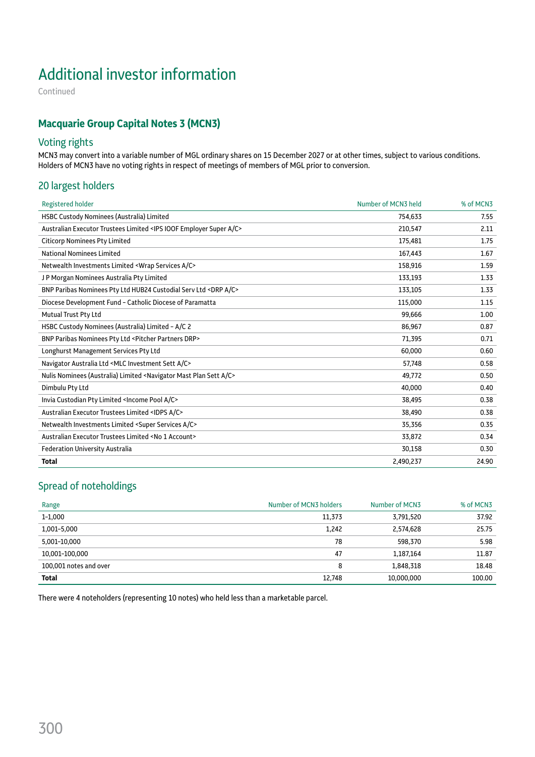# Additional investor information

Continued

## Macquarie Group Capital Notes 3 (MCN3)

### Voting rights

MCN3 may convert into a variable number of MGL ordinary shares on 15 December 2027 or at other times, subject to various conditions. Holders of MCN3 have no voting rights in respect of meetings of members of MGL prior to conversion.

### 20 largest holders

| Registered holder | Number of MCN3 held | % of MCN3 |
|---|---|---|
| HSBC Custody Nominees (Australia) Limited | 754,633 | 7.55 |
| Australian Executor Trustees Limited <IPS IOOF Employer Super A/C> | 210,547 | 2.11 |
| Citicorp Nominees Pty Limited | 175,481 | 1.75 |
| National Nominees Limited | 167,443 | 1.67 |
| Netwealth Investments Limited <Wrap Services A/C> | 158,916 | 1.59 |
| J P Morgan Nominees Australia Pty Limited | 133,193 | 1.33 |
| BNP Paribas Nominees Pty Ltd HUB24 Custodial Serv Ltd <DRP A/C> | 133,105 | 1.33 |
| Diocese Development Fund – Catholic Diocese of Paramatta | 115,000 | 1.15 |
| Mutual Trust Pty Ltd | 99,666 | 1.00 |
| HSBC Custody Nominees (Australia) Limited – A/C 2 | 86,967 | 0.87 |
| BNP Paribas Nominees Pty Ltd <Pitcher Partners DRP> | 71,395 | 0.71 |
| Longhurst Management Services Pty Ltd | 60,000 | 0.60 |
| Navigator Australia Ltd <MLC Investment Sett A/C> | 57,748 | 0.58 |
| Nulis Nominees (Australia) Limited <Navigator Mast Plan Sett A/C> | 49,772 | 0.50 |
| Dimbulu Pty Ltd | 40,000 | 0.40 |
| Invia Custodian Pty Limited <Income Pool A/C> | 38,495 | 0.38 |
| Australian Executor Trustees Limited <IDPS A/C> | 38,490 | 0.38 |
| Netwealth Investments Limited <Super Services A/C> | 35,356 | 0.35 |
| Australian Executor Trustees Limited <No 1 Account> | 33,872 | 0.34 |
| Federation University Australia | 30,158 | 0.30 |
| **Total** | 2,490,237 | 24.90 |

### Spread of noteholdings

| Range | Number of MCN3 holders | Number of MCN3 | % of MCN3 |
|---|---|---|---|
| 1–1,000 | 11,373 | 3,791,520 | 37.92 |
| 1,001–5,000 | 1,242 | 2,574,628 | 25.75 |
| 5,001–10,000 | 78 | 598,370 | 5.98 |
| 10,001–100,000 | 47 | 1,187,164 | 11.87 |
| 100,001 notes and over | 8 | 1,848,318 | 18.48 |
| **Total** | 12,748 | 10,000,000 | 100.00 |

There were 4 noteholders (representing 10 notes) who held less than a marketable parcel.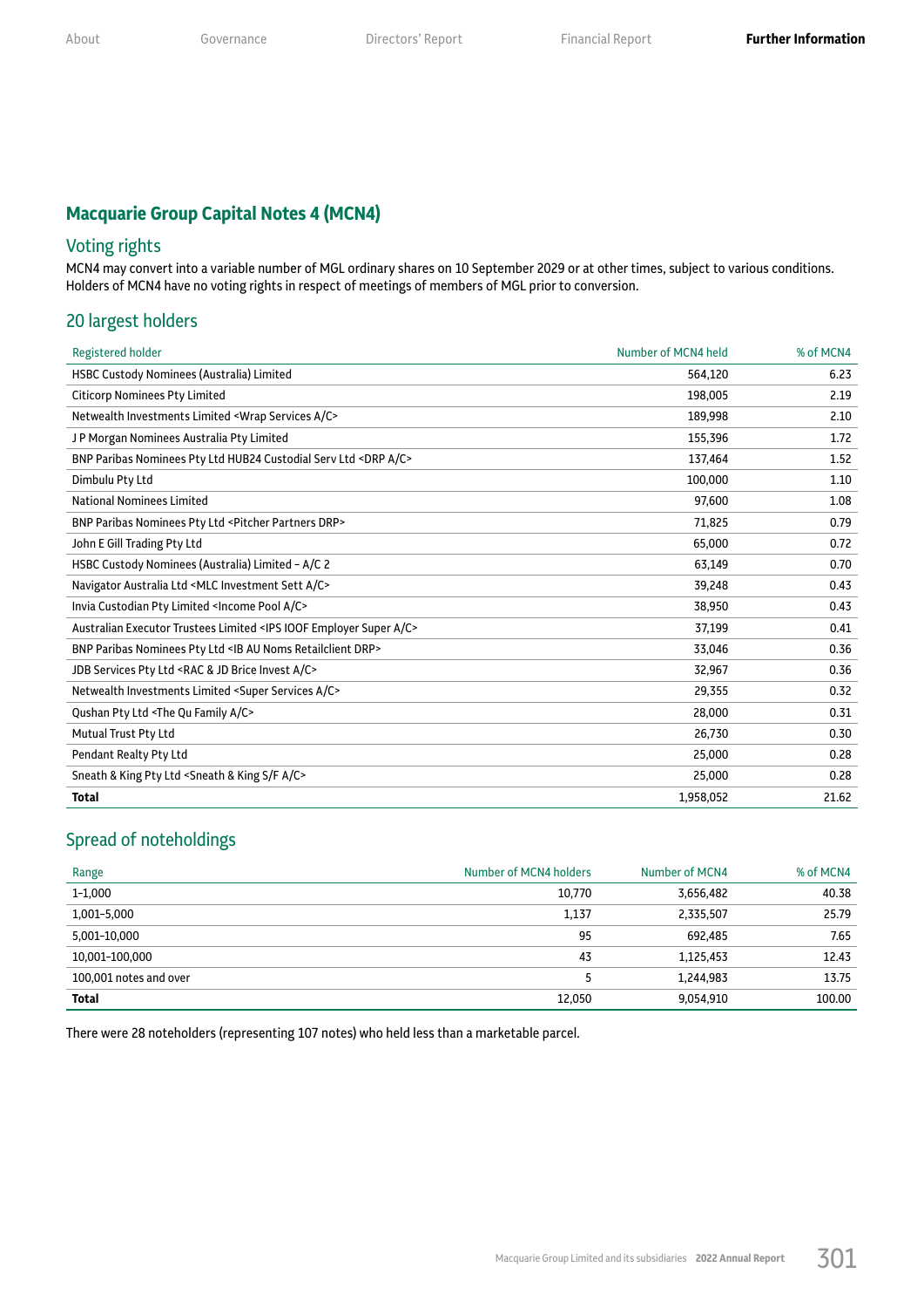## Macquarie Group Capital Notes 4 (MCN4)

### Voting rights

MCN4 may convert into a variable number of MGL ordinary shares on 10 September 2029 or at other times, subject to various conditions. Holders of MCN4 have no voting rights in respect of meetings of members of MGL prior to conversion.

### 20 largest holders

| Registered holder | Number of MCN4 held | % of MCN4 |
|---|---|---|
| HSBC Custody Nominees (Australia) Limited | 564,120 | 6.23 |
| Citicorp Nominees Pty Limited | 198,005 | 2.19 |
| Netwealth Investments Limited <Wrap Services A/C> | 189,998 | 2.10 |
| J P Morgan Nominees Australia Pty Limited | 155,396 | 1.72 |
| BNP Paribas Nominees Pty Ltd HUB24 Custodial Serv Ltd <DRP A/C> | 137,464 | 1.52 |
| Dimbulu Pty Ltd | 100,000 | 1.10 |
| National Nominees Limited | 97,600 | 1.08 |
| BNP Paribas Nominees Pty Ltd <Pitcher Partners DRP> | 71,825 | 0.79 |
| John E Gill Trading Pty Ltd | 65,000 | 0.72 |
| HSBC Custody Nominees (Australia) Limited – A/C 2 | 63,149 | 0.70 |
| Navigator Australia Ltd <MLC Investment Sett A/C> | 39,248 | 0.43 |
| Invia Custodian Pty Limited <Income Pool A/C> | 38,950 | 0.43 |
| Australian Executor Trustees Limited <IPS IOOF Employer Super A/C> | 37,199 | 0.41 |
| BNP Paribas Nominees Pty Ltd <IB AU Noms Retailclient DRP> | 33,046 | 0.36 |
| JDB Services Pty Ltd <RAC & JD Brice Invest A/C> | 32,967 | 0.36 |
| Netwealth Investments Limited <Super Services A/C> | 29,355 | 0.32 |
| Qushan Pty Ltd <The Qu Family A/C> | 28,000 | 0.31 |
| Mutual Trust Pty Ltd | 26,730 | 0.30 |
| Pendant Realty Pty Ltd | 25,000 | 0.28 |
| Sneath & King Pty Ltd <Sneath & King S/F A/C> | 25,000 | 0.28 |
| **Total** | 1,958,052 | 21.62 |

### Spread of noteholdings

| Range | Number of MCN4 holders | Number of MCN4 | % of MCN4 |
|---|---|---|---|
| 1–1,000 | 10,770 | 3,656,482 | 40.38 |
| 1,001–5,000 | 1,137 | 2,335,507 | 25.79 |
| 5,001–10,000 | 95 | 692,485 | 7.65 |
| 10,001–100,000 | 43 | 1,125,453 | 12.43 |
| 100,001 notes and over | 5 | 1,244,983 | 13.75 |
| **Total** | 12,050 | 9,054,910 | 100.00 |

There were 28 noteholders (representing 107 notes) who held less than a marketable parcel.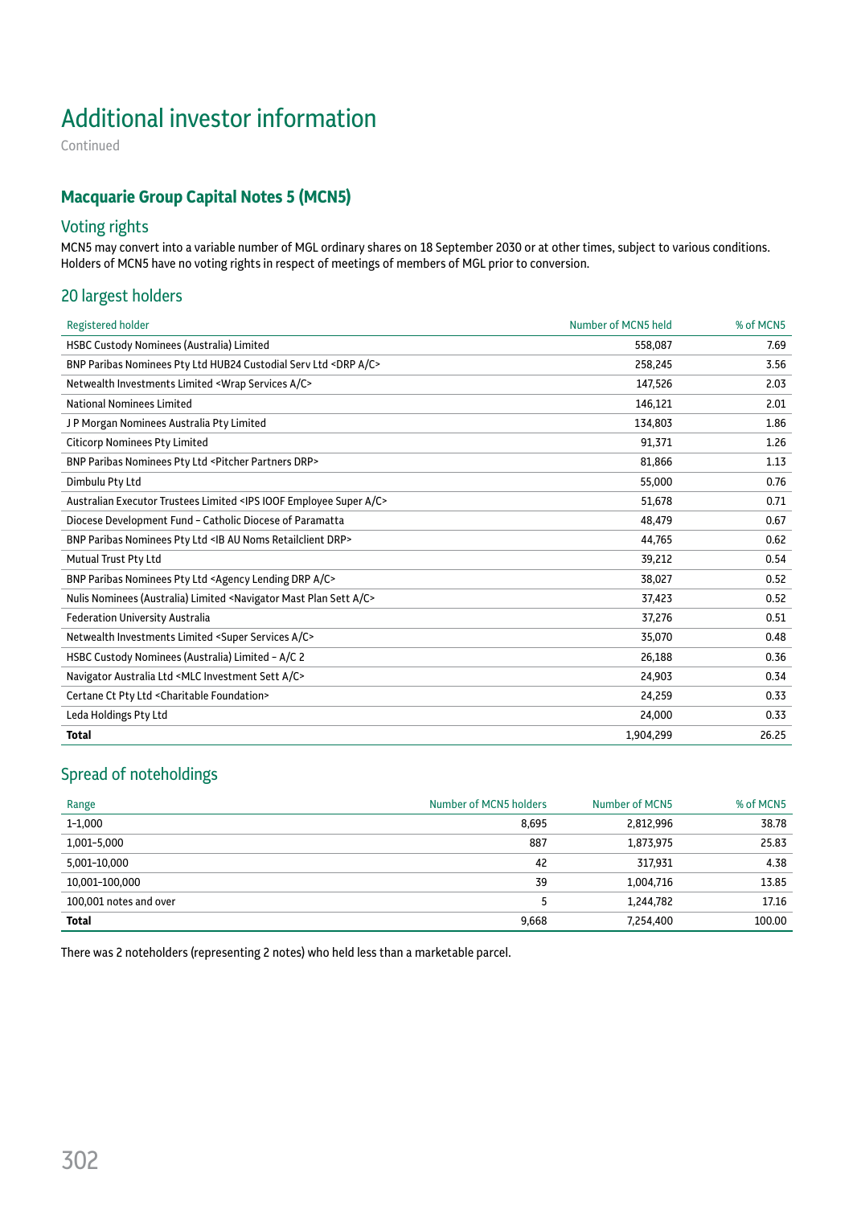# Additional investor information

Continued

## Macquarie Group Capital Notes 5 (MCN5)

### Voting rights

MCN5 may convert into a variable number of MGL ordinary shares on 18 September 2030 or at other times, subject to various conditions. Holders of MCN5 have no voting rights in respect of meetings of members of MGL prior to conversion.

### 20 largest holders

| Registered holder | Number of MCN5 held | % of MCN5 |
|---|---|---|
| HSBC Custody Nominees (Australia) Limited | 558,087 | 7.69 |
| BNP Paribas Nominees Pty Ltd HUB24 Custodial Serv Ltd <DRP A/C> | 258,245 | 3.56 |
| Netwealth Investments Limited <Wrap Services A/C> | 147,526 | 2.03 |
| National Nominees Limited | 146,121 | 2.01 |
| J P Morgan Nominees Australia Pty Limited | 134,803 | 1.86 |
| Citicorp Nominees Pty Limited | 91,371 | 1.26 |
| BNP Paribas Nominees Pty Ltd <Pitcher Partners DRP> | 81,866 | 1.13 |
| Dimbulu Pty Ltd | 55,000 | 0.76 |
| Australian Executor Trustees Limited <IPS IOOF Employee Super A/C> | 51,678 | 0.71 |
| Diocese Development Fund – Catholic Diocese of Paramatta | 48,479 | 0.67 |
| BNP Paribas Nominees Pty Ltd <IB AU Noms Retailclient DRP> | 44,765 | 0.62 |
| Mutual Trust Pty Ltd | 39,212 | 0.54 |
| BNP Paribas Nominees Pty Ltd <Agency Lending DRP A/C> | 38,027 | 0.52 |
| Nulis Nominees (Australia) Limited <Navigator Mast Plan Sett A/C> | 37,423 | 0.52 |
| Federation University Australia | 37,276 | 0.51 |
| Netwealth Investments Limited <Super Services A/C> | 35,070 | 0.48 |
| HSBC Custody Nominees (Australia) Limited – A/C 2 | 26,188 | 0.36 |
| Navigator Australia Ltd <MLC Investment Sett A/C> | 24,903 | 0.34 |
| Certane Ct Pty Ltd <Charitable Foundation> | 24,259 | 0.33 |
| Leda Holdings Pty Ltd | 24,000 | 0.33 |
| **Total** | 1,904,299 | 26.25 |

### Spread of noteholdings

| Range | Number of MCN5 holders | Number of MCN5 | % of MCN5 |
|---|---|---|---|
| 1–1,000 | 8,695 | 2,812,996 | 38.78 |
| 1,001–5,000 | 887 | 1,873,975 | 25.83 |
| 5,001–10,000 | 42 | 317,931 | 4.38 |
| 10,001–100,000 | 39 | 1,004,716 | 13.85 |
| 100,001 notes and over | 5 | 1,244,782 | 17.16 |
| **Total** | 9,668 | 7,254,400 | 100.00 |

There was 2 noteholders (representing 2 notes) who held less than a marketable parcel.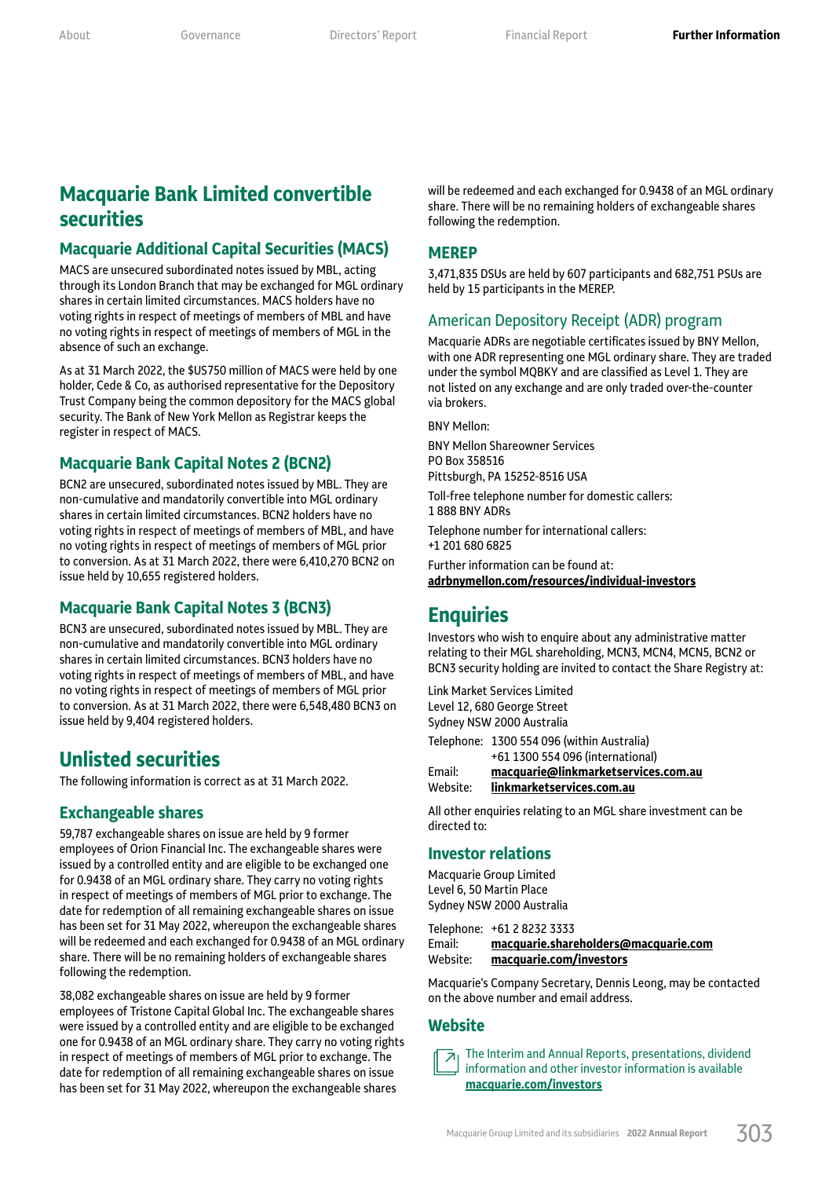# Macquarie Bank Limited convertible securities

## Macquarie Additional Capital Securities (MACS)

MACS are unsecured subordinated notes issued by MBL, acting through its London Branch that may be exchanged for MGL ordinary shares in certain limited circumstances. MACS holders have no voting rights in respect of meetings of members of MBL and have no voting rights in respect of meetings of members of MGL in the absence of such an exchange.

As at 31 March 2022, the $US750 million of MACS were held by one holder, Cede & Co, as authorised representative for the Depository Trust Company being the common depository for the MACS global security. The Bank of New York Mellon as Registrar keeps the register in respect of MACS.

## Macquarie Bank Capital Notes 2 (BCN2)

BCN2 are unsecured, subordinated notes issued by MBL. They are non-cumulative and mandatorily convertible into MGL ordinary shares in certain limited circumstances. BCN2 holders have no voting rights in respect of meetings of members of MBL, and have no voting rights in respect of meetings of members of MGL prior to conversion. As at 31 March 2022, there were 6,410,270 BCN2 on issue held by 10,655 registered holders.

## Macquarie Bank Capital Notes 3 (BCN3)

BCN3 are unsecured, subordinated notes issued by MBL. They are non-cumulative and mandatorily convertible into MGL ordinary shares in certain limited circumstances. BCN3 holders have no voting rights in respect of meetings of members of MBL, and have no voting rights in respect of meetings of members of MGL prior to conversion. As at 31 March 2022, there were 6,548,480 BCN3 on issue held by 9,404 registered holders.

# Unlisted securities

The following information is correct as at 31 March 2022.

## Exchangeable shares

59,787 exchangeable shares on issue are held by 9 former employees of Orion Financial Inc. The exchangeable shares were issued by a controlled entity and are eligible to be exchanged one for 0.9438 of an MGL ordinary share. They carry no voting rights in respect of meetings of members of MGL prior to exchange. The date for redemption of all remaining exchangeable shares on issue has been set for 31 May 2022, whereupon the exchangeable shares will be redeemed and each exchanged for 0.9438 of an MGL ordinary share. There will be no remaining holders of exchangeable shares following the redemption.

38,082 exchangeable shares on issue are held by 9 former employees of Tristone Capital Global Inc. The exchangeable shares were issued by a controlled entity and are eligible to be exchanged one for 0.9438 of an MGL ordinary share. They carry no voting rights in respect of meetings of members of MGL prior to exchange. The date for redemption of all remaining exchangeable shares on issue has been set for 31 May 2022, whereupon the exchangeable shares will be redeemed and each exchanged for 0.9438 of an MGL ordinary share. There will be no remaining holders of exchangeable shares following the redemption.

## MEREP

3,471,835 DSUs are held by 607 participants and 682,751 PSUs are held by 15 participants in the MEREP.

## American Depository Receipt (ADR) program

Macquarie ADRs are negotiable certificates issued by BNY Mellon, with one ADR representing one MGL ordinary share. They are traded under the symbol MQBKY and are classified as Level 1. They are not listed on any exchange and are only traded over-the-counter via brokers.

BNY Mellon:

BNY Mellon Shareowner Services
PO Box 358516
Pittsburgh, PA 15252-8516 USA

Toll-free telephone number for domestic callers:
1 888 BNY ADRs

Telephone number for international callers:
+1 201 680 6825

Further information can be found at:
**adrbnymellon.com/resources/individual-investors**

# Enquiries

Investors who wish to enquire about any administrative matter relating to their MGL shareholding, MCN3, MCN4, MCN5, BCN2 or BCN3 security holding are invited to contact the Share Registry at:

Link Market Services Limited
Level 12, 680 George Street
Sydney NSW 2000 Australia

Telephone: 1300 554 096 (within Australia)
+61 1300 554 096 (international)
Email: **macquarie@linkmarketservices.com.au**
Website: **linkmarketservices.com.au**

All other enquiries relating to an MGL share investment can be directed to:

## Investor relations

Macquarie Group Limited
Level 6, 50 Martin Place
Sydney NSW 2000 Australia

Telephone: +61 2 8232 3333
Email: **macquarie.shareholders@macquarie.com**
Website: **macquarie.com/investors**

Macquarie's Company Secretary, Dennis Leong, may be contacted on the above number and email address.

## Website

The Interim and Annual Reports, presentations, dividend information and other investor information is available **macquarie.com/investors**